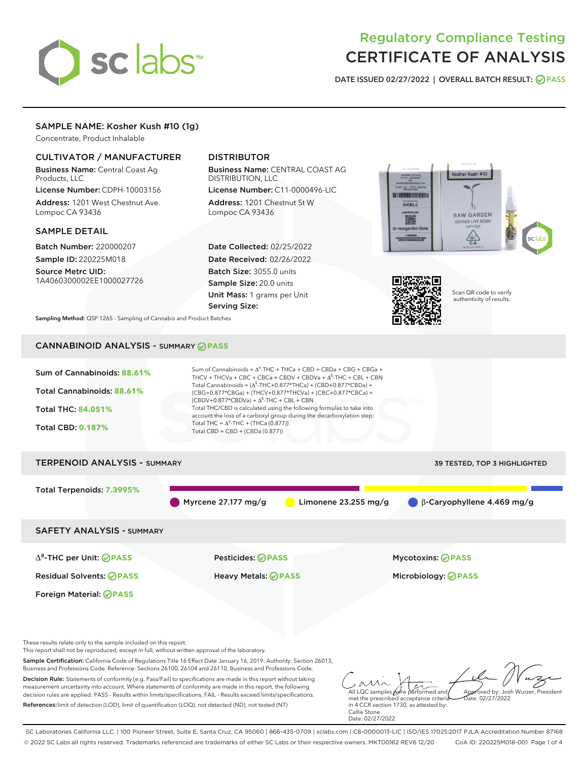# Regulatory Compliance Testing
# CERTIFICATE OF ANALYSIS

DATE ISSUED 02/27/2022 | OVERALL BATCH RESULT: PASS

## SAMPLE NAME: Kosher Kush #10 (1g)

Concentrate, Product Inhalable

### CULTIVATOR / MANUFACTURER

**Business Name:** Central Coast Ag Products, LLC

**License Number:** CDPH-10003156

**Address:** 1201 West Chestnut Ave. Lompoc CA 93436

### DISTRIBUTOR

**Business Name:** CENTRAL COAST AG DISTRIBUTION, LLC

**License Number:** C11-0000496-LIC

**Address:** 1201 Chestnut St W Lompoc CA 93436

### SAMPLE DETAIL

**Batch Number:** 220000207

**Sample ID:** 220225M018

**Source Metrc UID:** 1A4060300002EE1000027726

**Date Collected:** 02/25/2022

**Date Received:** 02/26/2022

**Batch Size:** 3055.0 units

**Sample Size:** 20.0 units

**Unit Mass:** 1 grams per Unit

**Serving Size:**

Scan QR code to verify authenticity of results.

**Sampling Method:** QSP 1265 - Sampling of Cannabis and Product Batches

## CANNABINOID ANALYSIS - SUMMARY PASS

Sum of Cannabinoids: **88.61%**

Total Cannabinoids: **88.61%**

Total THC: **84.051%**

Total CBD: **0.187%**

Sum of Cannabinoids = $\Delta^9$-THC + THCa + CBD + CBDa + CBG + CBGa + THCV + THCVa + CBC + CBCa + CBDV + CBDVa + $\Delta^8$-THC + CBL + CBN

Total Cannabinoids = ($\Delta^9$-THC+0.877*THCa) + (CBD+0.877*CBDa) + (CBG+0.877*CBGa) + (THCV+0.877*THCVa) + (CBC+0.877*CBCa) + (CBDV+0.877*CBDVa) + $\Delta^8$-THC + CBL + CBN

Total THC/CBD is calculated using the following formulas to take into account the loss of a carboxyl group during the decarboxylation step:

Total THC = $\Delta^9$-THC + (THCa (0.877))

Total CBD = CBD + (CBDa (0.877))

## TERPENOID ANALYSIS - SUMMARY

39 TESTED, TOP 3 HIGHLIGHTED

Total Terpenoids: **7.3995%**

Myrcene 27.177 mg/g | Limonene 23.255 mg/g | β-Caryophyllene 4.469 mg/g

## SAFETY ANALYSIS - SUMMARY

| | | |
|---|---|---|
| $\Delta^9$-THC per Unit: PASS | Pesticides: PASS | Mycotoxins: PASS |
| Residual Solvents: PASS | Heavy Metals: PASS | Microbiology: PASS |
| Foreign Material: PASS | | |

These results relate only to the sample included on this report.
This report shall not be reproduced, except in full, without written approval of the laboratory.

**Sample Certification:** California Code of Regulations Title 16 Effect Date January 16, 2019. Authority: Section 26013, Business and Professions Code. Reference: Sections 26100, 26104 and 26110, Business and Professions Code.

**Decision Rule:** Statements of conformity (e.g. Pass/Fail) to specifications are made in this report without taking measurement uncertainty into account. Where statements of conformity are made in this report, the following decision rules are applied: PASS - Results within limits/specifications, FAIL - Results exceed limits/specifications.

**References:** limit of detection (LOD), limit of quantification (LOQ), not detected (ND), not tested (NT)

All LQC samples were performed and met the prescribed acceptance criteria in 4 CCR section 1730, as attested by: Callie Stone Date: 02/27/2022

Approved by: Josh Wurzer, President Date: 02/27/2022

SC Laboratories California LLC. | 100 Pioneer Street, Suite E, Santa Cruz, CA 95060 | 866-435-0709 | sclabs.com | C8-0000013-LIC | ISO/IES 17025:2017 PJLA Accreditation Number 87168
© 2022 SC Labs all rights reserved. Trademarks referenced are trademarks of either SC Labs or their respective owners. MKT00162 REV6 12/20 CoA ID: 220225M018-001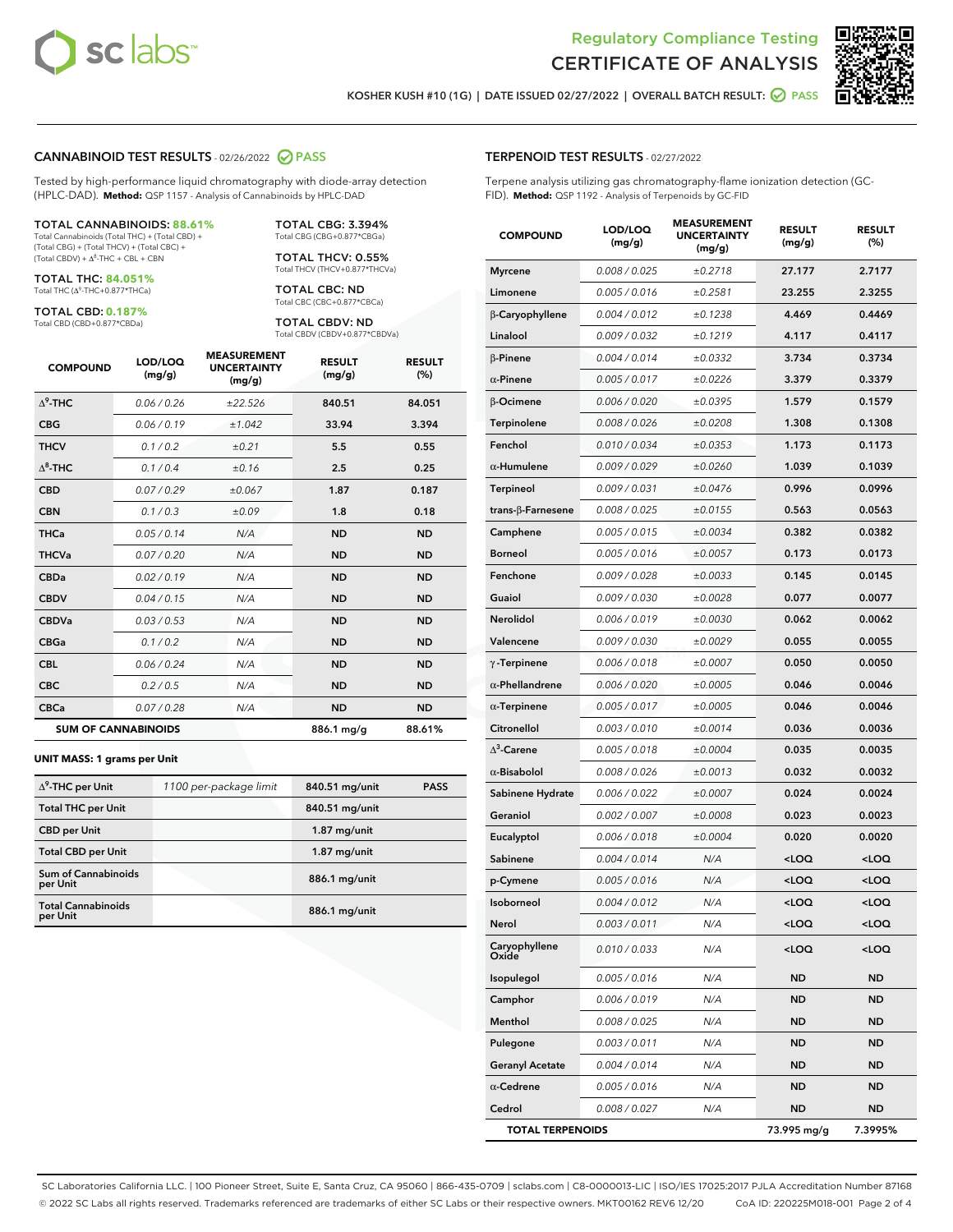Regulatory Compliance Testing
# CERTIFICATE OF ANALYSIS

KOSHER KUSH #10 (1G) | DATE ISSUED 02/27/2022 | OVERALL BATCH RESULT: PASS

## CANNABINOID TEST RESULTS - 02/26/2022 PASS

Tested by high-performance liquid chromatography with diode-array detection (HPLC-DAD). **Method:** QSP 1157 - Analysis of Cannabinoids by HPLC-DAD

**TOTAL CANNABINOIDS: 88.61%**
Total Cannabinoids (Total THC) + (Total CBD) + (Total CBG) + (Total THCV) + (Total CBC) + (Total CBDV) + $\Delta^8$-THC + CBL + CBN

**TOTAL THC: 84.051%**
Total THC ($\Delta^9$-THC+0.877*THCa)

**TOTAL CBD: 0.187%**
Total CBD (CBD+0.877*CBDa)

**TOTAL CBG: 3.394%**
Total CBG (CBG+0.877*CBGa)

**TOTAL THCV: 0.55%**
Total THCV (THCV+0.877*THCVa)

**TOTAL CBC: ND**
Total CBC (CBC+0.877*CBCa)

**TOTAL CBDV: ND**
Total CBDV (CBDV+0.877*CBDVa)

| COMPOUND | LOD/LOQ (mg/g) | MEASUREMENT UNCERTAINTY (mg/g) | RESULT (mg/g) | RESULT (%) |
|---|---|---|---|---|
| $\Delta^9$-THC | 0.06 / 0.26 | ±22.526 | 840.51 | 84.051 |
| CBG | 0.06 / 0.19 | ±1.042 | 33.94 | 3.394 |
| THCV | 0.1 / 0.2 | ±0.21 | 5.5 | 0.55 |
| $\Delta^8$-THC | 0.1 / 0.4 | ±0.16 | 2.5 | 0.25 |
| CBD | 0.07 / 0.29 | ±0.067 | 1.87 | 0.187 |
| CBN | 0.1 / 0.3 | ±0.09 | 1.8 | 0.18 |
| THCa | 0.05 / 0.14 | N/A | ND | ND |
| THCVa | 0.07 / 0.20 | N/A | ND | ND |
| CBDa | 0.02 / 0.19 | N/A | ND | ND |
| CBDV | 0.04 / 0.15 | N/A | ND | ND |
| CBDVa | 0.03 / 0.53 | N/A | ND | ND |
| CBGa | 0.1 / 0.2 | N/A | ND | ND |
| CBL | 0.06 / 0.24 | N/A | ND | ND |
| CBC | 0.2 / 0.5 | N/A | ND | ND |
| CBCa | 0.07 / 0.28 | N/A | ND | ND |
| **SUM OF CANNABINOIDS** | | | 886.1 mg/g | 88.61% |

**UNIT MASS: 1 grams per Unit**

| | | | |
|---|---|---|---|
| $\Delta^9$-THC per Unit | 1100 per-package limit | 840.51 mg/unit | PASS |
| Total THC per Unit | | 840.51 mg/unit | |
| CBD per Unit | | 1.87 mg/unit | |
| Total CBD per Unit | | 1.87 mg/unit | |
| Sum of Cannabinoids per Unit | | 886.1 mg/unit | |
| Total Cannabinoids per Unit | | 886.1 mg/unit | |

## TERPENOID TEST RESULTS - 02/27/2022

Terpene analysis utilizing gas chromatography-flame ionization detection (GC-FID). **Method:** QSP 1192 - Analysis of Terpenoids by GC-FID

| COMPOUND | LOD/LOQ (mg/g) | MEASUREMENT UNCERTAINTY (mg/g) | RESULT (mg/g) | RESULT (%) |
|---|---|---|---|---|
| Myrcene | 0.008 / 0.025 | ±0.2718 | 27.177 | 2.7177 |
| Limonene | 0.005 / 0.016 | ±0.2581 | 23.255 | 2.3255 |
| β-Caryophyllene | 0.004 / 0.012 | ±0.1238 | 4.469 | 0.4469 |
| Linalool | 0.009 / 0.032 | ±0.1219 | 4.117 | 0.4117 |
| β-Pinene | 0.004 / 0.014 | ±0.0332 | 3.734 | 0.3734 |
| α-Pinene | 0.005 / 0.017 | ±0.0226 | 3.379 | 0.3379 |
| β-Ocimene | 0.006 / 0.020 | ±0.0395 | 1.579 | 0.1579 |
| Terpinolene | 0.008 / 0.026 | ±0.0208 | 1.308 | 0.1308 |
| Fenchol | 0.010 / 0.034 | ±0.0353 | 1.173 | 0.1173 |
| α-Humulene | 0.009 / 0.029 | ±0.0260 | 1.039 | 0.1039 |
| Terpineol | 0.009 / 0.031 | ±0.0476 | 0.996 | 0.0996 |
| trans-β-Farnesene | 0.008 / 0.025 | ±0.0155 | 0.563 | 0.0563 |
| Camphene | 0.005 / 0.015 | ±0.0034 | 0.382 | 0.0382 |
| Borneol | 0.005 / 0.016 | ±0.0057 | 0.173 | 0.0173 |
| Fenchone | 0.009 / 0.028 | ±0.0033 | 0.145 | 0.0145 |
| Guaiol | 0.009 / 0.030 | ±0.0028 | 0.077 | 0.0077 |
| Nerolidol | 0.006 / 0.019 | ±0.0030 | 0.062 | 0.0062 |
| Valencene | 0.009 / 0.030 | ±0.0029 | 0.055 | 0.0055 |
| γ-Terpinene | 0.006 / 0.018 | ±0.0007 | 0.050 | 0.0050 |
| α-Phellandrene | 0.006 / 0.020 | ±0.0005 | 0.046 | 0.0046 |
| α-Terpinene | 0.005 / 0.017 | ±0.0005 | 0.046 | 0.0046 |
| Citronellol | 0.003 / 0.010 | ±0.0014 | 0.036 | 0.0036 |
| $\Delta^3$-Carene | 0.005 / 0.018 | ±0.0004 | 0.035 | 0.0035 |
| α-Bisabolol | 0.008 / 0.026 | ±0.0013 | 0.032 | 0.0032 |
| Sabinene Hydrate | 0.006 / 0.022 | ±0.0007 | 0.024 | 0.0024 |
| Geraniol | 0.002 / 0.007 | ±0.0008 | 0.023 | 0.0023 |
| Eucalyptol | 0.006 / 0.018 | ±0.0004 | 0.020 | 0.0020 |
| Sabinene | 0.004 / 0.014 | N/A | <LOQ | <LOQ |
| p-Cymene | 0.005 / 0.016 | N/A | <LOQ | <LOQ |
| Isoborneol | 0.004 / 0.012 | N/A | <LOQ | <LOQ |
| Nerol | 0.003 / 0.011 | N/A | <LOQ | <LOQ |
| Caryophyllene Oxide | 0.010 / 0.033 | N/A | <LOQ | <LOQ |
| Isopulegol | 0.005 / 0.016 | N/A | ND | ND |
| Camphor | 0.006 / 0.019 | N/A | ND | ND |
| Menthol | 0.008 / 0.025 | N/A | ND | ND |
| Pulegone | 0.003 / 0.011 | N/A | ND | ND |
| Geranyl Acetate | 0.004 / 0.014 | N/A | ND | ND |
| α-Cedrene | 0.005 / 0.016 | N/A | ND | ND |
| Cedrol | 0.008 / 0.027 | N/A | ND | ND |
| **TOTAL TERPENOIDS** | | | 73.995 mg/g | 7.3995% |

SC Laboratories California LLC. | 100 Pioneer Street, Suite E, Santa Cruz, CA 95060 | 866-435-0709 | sclabs.com | C8-0000013-LIC | ISO/IES 17025:2017 PJLA Accreditation Number 87168
© 2022 SC Labs all rights reserved. Trademarks referenced are trademarks of either SC Labs or their respective owners. MKT00162 REV6 12/20 CoA ID: 220225M018-001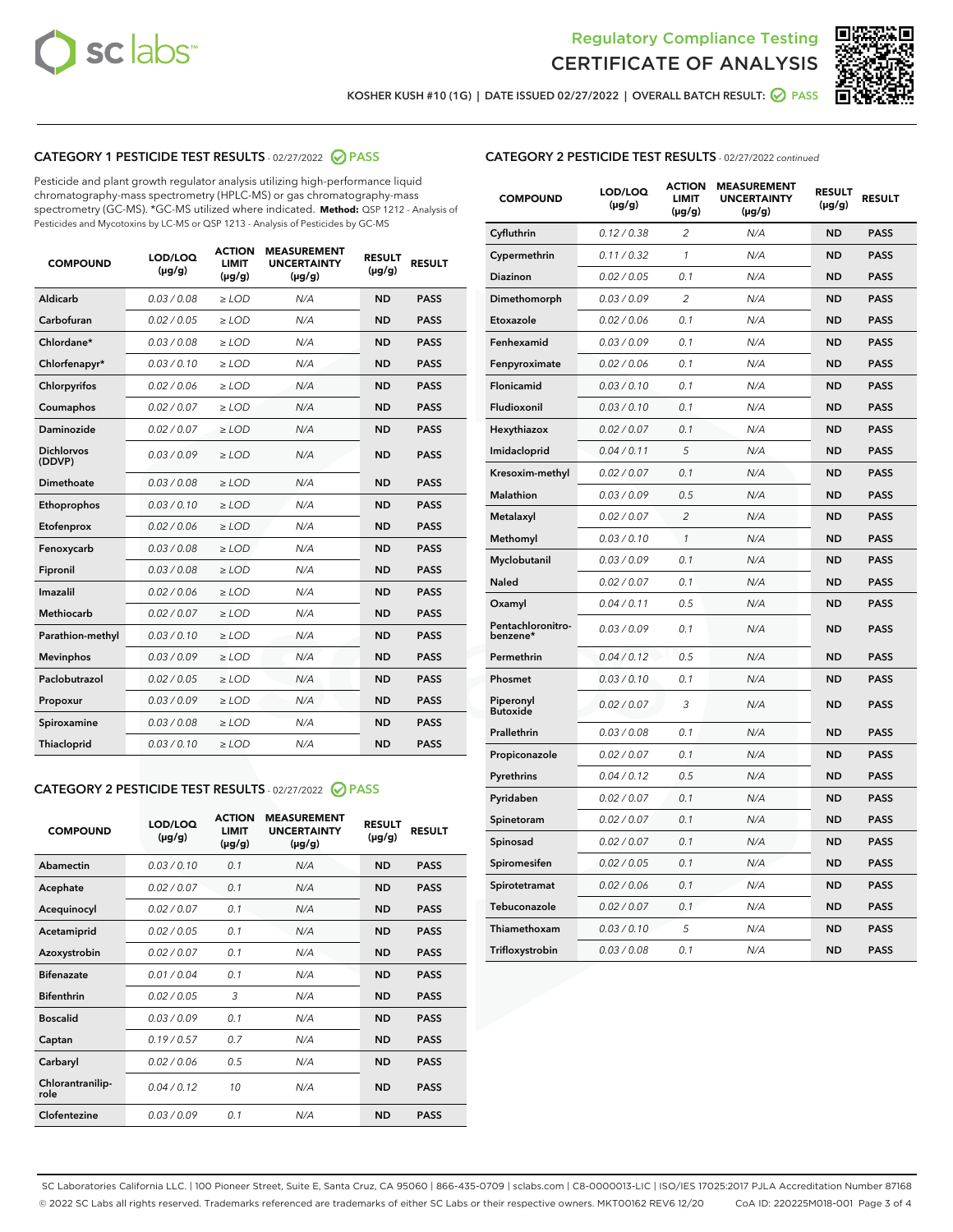Regulatory Compliance Testing
# CERTIFICATE OF ANALYSIS

KOSHER KUSH #10 (1G) | DATE ISSUED 02/27/2022 | OVERALL BATCH RESULT: PASS

## CATEGORY 1 PESTICIDE TEST RESULTS - 02/27/2022 PASS

Pesticide and plant growth regulator analysis utilizing high-performance liquid chromatography-mass spectrometry (HPLC-MS) or gas chromatography-mass spectrometry (GC-MS). *GC-MS utilized where indicated. **Method:** QSP 1212 - Analysis of Pesticides and Mycotoxins by LC-MS or QSP 1213 - Analysis of Pesticides by GC-MS

| COMPOUND | LOD/LOQ (µg/g) | ACTION LIMIT (µg/g) | MEASUREMENT UNCERTAINTY (µg/g) | RESULT (µg/g) | RESULT |
|---|---|---|---|---|---|
| Aldicarb | 0.03 / 0.08 | ≥ LOD | N/A | ND | PASS |
| Carbofuran | 0.02 / 0.05 | ≥ LOD | N/A | ND | PASS |
| Chlordane* | 0.03 / 0.08 | ≥ LOD | N/A | ND | PASS |
| Chlorfenapyr* | 0.03 / 0.10 | ≥ LOD | N/A | ND | PASS |
| Chlorpyrifos | 0.02 / 0.06 | ≥ LOD | N/A | ND | PASS |
| Coumaphos | 0.02 / 0.07 | ≥ LOD | N/A | ND | PASS |
| Daminozide | 0.02 / 0.07 | ≥ LOD | N/A | ND | PASS |
| Dichlorvos (DDVP) | 0.03 / 0.09 | ≥ LOD | N/A | ND | PASS |
| Dimethoate | 0.03 / 0.08 | ≥ LOD | N/A | ND | PASS |
| Ethoprophos | 0.03 / 0.10 | ≥ LOD | N/A | ND | PASS |
| Etofenprox | 0.02 / 0.06 | ≥ LOD | N/A | ND | PASS |
| Fenoxycarb | 0.03 / 0.08 | ≥ LOD | N/A | ND | PASS |
| Fipronil | 0.03 / 0.08 | ≥ LOD | N/A | ND | PASS |
| Imazalil | 0.02 / 0.06 | ≥ LOD | N/A | ND | PASS |
| Methiocarb | 0.02 / 0.07 | ≥ LOD | N/A | ND | PASS |
| Parathion-methyl | 0.03 / 0.10 | ≥ LOD | N/A | ND | PASS |
| Mevinphos | 0.03 / 0.09 | ≥ LOD | N/A | ND | PASS |
| Paclobutrazol | 0.02 / 0.05 | ≥ LOD | N/A | ND | PASS |
| Propoxur | 0.03 / 0.09 | ≥ LOD | N/A | ND | PASS |
| Spiroxamine | 0.03 / 0.08 | ≥ LOD | N/A | ND | PASS |
| Thiacloprid | 0.03 / 0.10 | ≥ LOD | N/A | ND | PASS |

## CATEGORY 2 PESTICIDE TEST RESULTS - 02/27/2022 PASS

| COMPOUND | LOD/LOQ (µg/g) | ACTION LIMIT (µg/g) | MEASUREMENT UNCERTAINTY (µg/g) | RESULT (µg/g) | RESULT |
|---|---|---|---|---|---|
| Abamectin | 0.03 / 0.10 | 0.1 | N/A | ND | PASS |
| Acephate | 0.02 / 0.07 | 0.1 | N/A | ND | PASS |
| Acequinocyl | 0.02 / 0.07 | 0.1 | N/A | ND | PASS |
| Acetamiprid | 0.02 / 0.05 | 0.1 | N/A | ND | PASS |
| Azoxystrobin | 0.02 / 0.07 | 0.1 | N/A | ND | PASS |
| Bifenazate | 0.01 / 0.04 | 0.1 | N/A | ND | PASS |
| Bifenthrin | 0.02 / 0.05 | 3 | N/A | ND | PASS |
| Boscalid | 0.03 / 0.09 | 0.1 | N/A | ND | PASS |
| Captan | 0.19 / 0.57 | 0.7 | N/A | ND | PASS |
| Carbaryl | 0.02 / 0.06 | 0.5 | N/A | ND | PASS |
| Chlorantraniliprole | 0.04 / 0.12 | 10 | N/A | ND | PASS |
| Clofentezine | 0.03 / 0.09 | 0.1 | N/A | ND | PASS |
| Cyfluthrin | 0.12 / 0.38 | 2 | N/A | ND | PASS |
| Cypermethrin | 0.11 / 0.32 | 1 | N/A | ND | PASS |
| Diazinon | 0.02 / 0.05 | 0.1 | N/A | ND | PASS |
| Dimethomorph | 0.03 / 0.09 | 2 | N/A | ND | PASS |
| Etoxazole | 0.02 / 0.06 | 0.1 | N/A | ND | PASS |
| Fenhexamid | 0.03 / 0.09 | 0.1 | N/A | ND | PASS |
| Fenpyroximate | 0.02 / 0.06 | 0.1 | N/A | ND | PASS |
| Flonicamid | 0.03 / 0.10 | 0.1 | N/A | ND | PASS |
| Fludioxonil | 0.03 / 0.10 | 0.1 | N/A | ND | PASS |
| Hexythiazox | 0.02 / 0.07 | 0.1 | N/A | ND | PASS |
| Imidacloprid | 0.04 / 0.11 | 5 | N/A | ND | PASS |
| Kresoxim-methyl | 0.02 / 0.07 | 0.1 | N/A | ND | PASS |
| Malathion | 0.03 / 0.09 | 0.5 | N/A | ND | PASS |
| Metalaxyl | 0.02 / 0.07 | 2 | N/A | ND | PASS |
| Methomyl | 0.03 / 0.10 | 1 | N/A | ND | PASS |
| Myclobutanil | 0.03 / 0.09 | 0.1 | N/A | ND | PASS |
| Naled | 0.02 / 0.07 | 0.1 | N/A | ND | PASS |
| Oxamyl | 0.04 / 0.11 | 0.5 | N/A | ND | PASS |
| Pentachloronitrobenzene* | 0.03 / 0.09 | 0.1 | N/A | ND | PASS |
| Permethrin | 0.04 / 0.12 | 0.5 | N/A | ND | PASS |
| Phosmet | 0.03 / 0.10 | 0.1 | N/A | ND | PASS |
| Piperonyl Butoxide | 0.02 / 0.07 | 3 | N/A | ND | PASS |
| Prallethrin | 0.03 / 0.08 | 0.1 | N/A | ND | PASS |
| Propiconazole | 0.02 / 0.07 | 0.1 | N/A | ND | PASS |
| Pyrethrins | 0.04 / 0.12 | 0.5 | N/A | ND | PASS |
| Pyridaben | 0.02 / 0.07 | 0.1 | N/A | ND | PASS |
| Spinetoram | 0.02 / 0.07 | 0.1 | N/A | ND | PASS |
| Spinosad | 0.02 / 0.07 | 0.1 | N/A | ND | PASS |
| Spiromesifen | 0.02 / 0.05 | 0.1 | N/A | ND | PASS |
| Spirotetramat | 0.02 / 0.06 | 0.1 | N/A | ND | PASS |
| Tebuconazole | 0.02 / 0.07 | 0.1 | N/A | ND | PASS |
| Thiamethoxam | 0.03 / 0.10 | 5 | N/A | ND | PASS |
| Trifloxystrobin | 0.03 / 0.08 | 0.1 | N/A | ND | PASS |

SC Laboratories California LLC. | 100 Pioneer Street, Suite E, Santa Cruz, CA 95060 | 866-435-0709 | sclabs.com | C8-0000013-LIC | ISO/IES 17025:2017 PJLA Accreditation Number 87168
© 2022 SC Labs all rights reserved. Trademarks referenced are trademarks of either SC Labs or their respective owners. MKT00162 REV6 12/20 CoA ID: 220225M018-001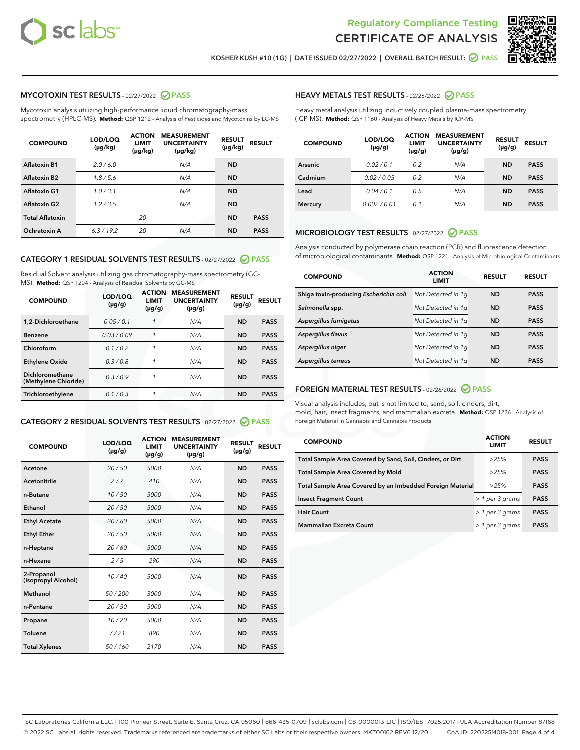Regulatory Compliance Testing

# CERTIFICATE OF ANALYSIS

KOSHER KUSH #10 (1G) | DATE ISSUED 02/27/2022 | OVERALL BATCH RESULT: PASS

## MYCOTOXIN TEST RESULTS - 02/27/2022 PASS

Mycotoxin analysis utilizing high-performance liquid chromatography-mass spectrometry (HPLC-MS). **Method:** QSP 1212 - Analysis of Pesticides and Mycotoxins by LC-MS

| COMPOUND | LOD/LOQ (µg/kg) | ACTION LIMIT (µg/kg) | MEASUREMENT UNCERTAINTY (µg/kg) | RESULT (µg/kg) | RESULT |
|---|---|---|---|---|---|
| Aflatoxin B1 | 2.0 / 6.0 | | N/A | ND | |
| Aflatoxin B2 | 1.8 / 5.6 | | N/A | ND | |
| Aflatoxin G1 | 1.0 / 3.1 | | N/A | ND | |
| Aflatoxin G2 | 1.2 / 3.5 | | N/A | ND | |
| Total Aflatoxin | | 20 | | ND | PASS |
| Ochratoxin A | 6.3 / 19.2 | 20 | N/A | ND | PASS |

## CATEGORY 1 RESIDUAL SOLVENTS TEST RESULTS - 02/27/2022 PASS

Residual Solvent analysis utilizing gas chromatography-mass spectrometry (GC-MS). **Method:** QSP 1204 - Analysis of Residual Solvents by GC-MS

| COMPOUND | LOD/LOQ (µg/g) | ACTION LIMIT (µg/g) | MEASUREMENT UNCERTAINTY (µg/g) | RESULT (µg/g) | RESULT |
|---|---|---|---|---|---|
| 1,2-Dichloroethane | 0.05 / 0.1 | 1 | N/A | ND | PASS |
| Benzene | 0.03 / 0.09 | 1 | N/A | ND | PASS |
| Chloroform | 0.1 / 0.2 | 1 | N/A | ND | PASS |
| Ethylene Oxide | 0.3 / 0.8 | 1 | N/A | ND | PASS |
| Dichloromethane (Methylene Chloride) | 0.3 / 0.9 | 1 | N/A | ND | PASS |
| Trichloroethylene | 0.1 / 0.3 | 1 | N/A | ND | PASS |

## CATEGORY 2 RESIDUAL SOLVENTS TEST RESULTS - 02/27/2022 PASS

| COMPOUND | LOD/LOQ (µg/g) | ACTION LIMIT (µg/g) | MEASUREMENT UNCERTAINTY (µg/g) | RESULT (µg/g) | RESULT |
|---|---|---|---|---|---|
| Acetone | 20 / 50 | 5000 | N/A | ND | PASS |
| Acetonitrile | 2 / 7 | 410 | N/A | ND | PASS |
| n-Butane | 10 / 50 | 5000 | N/A | ND | PASS |
| Ethanol | 20 / 50 | 5000 | N/A | ND | PASS |
| Ethyl Acetate | 20 / 60 | 5000 | N/A | ND | PASS |
| Ethyl Ether | 20 / 50 | 5000 | N/A | ND | PASS |
| n-Heptane | 20 / 60 | 5000 | N/A | ND | PASS |
| n-Hexane | 2 / 5 | 290 | N/A | ND | PASS |
| 2-Propanol (Isopropyl Alcohol) | 10 / 40 | 5000 | N/A | ND | PASS |
| Methanol | 50 / 200 | 3000 | N/A | ND | PASS |
| n-Pentane | 20 / 50 | 5000 | N/A | ND | PASS |
| Propane | 10 / 20 | 5000 | N/A | ND | PASS |
| Toluene | 7 / 21 | 890 | N/A | ND | PASS |
| Total Xylenes | 50 / 160 | 2170 | N/A | ND | PASS |

## HEAVY METALS TEST RESULTS - 02/26/2022 PASS

Heavy metal analysis utilizing inductively coupled plasma-mass spectrometry (ICP-MS). **Method:** QSP 1160 - Analysis of Heavy Metals by ICP-MS

| COMPOUND | LOD/LOQ (µg/g) | ACTION LIMIT (µg/g) | MEASUREMENT UNCERTAINTY (µg/g) | RESULT (µg/g) | RESULT |
|---|---|---|---|---|---|
| Arsenic | 0.02 / 0.1 | 0.2 | N/A | ND | PASS |
| Cadmium | 0.02 / 0.05 | 0.2 | N/A | ND | PASS |
| Lead | 0.04 / 0.1 | 0.5 | N/A | ND | PASS |
| Mercury | 0.002 / 0.01 | 0.1 | N/A | ND | PASS |

## MICROBIOLOGY TEST RESULTS - 02/27/2022 PASS

Analysis conducted by polymerase chain reaction (PCR) and fluorescence detection of microbiological contaminants. **Method:** QSP 1221 - Analysis of Microbiological Contaminants

| COMPOUND | ACTION LIMIT | RESULT | RESULT |
|---|---|---|---|
| Shiga toxin-producing *Escherichia coli* | Not Detected in 1g | ND | PASS |
| *Salmonella* spp. | Not Detected in 1g | ND | PASS |
| *Aspergillus fumigatus* | Not Detected in 1g | ND | PASS |
| *Aspergillus flavus* | Not Detected in 1g | ND | PASS |
| *Aspergillus niger* | Not Detected in 1g | ND | PASS |
| *Aspergillus terreus* | Not Detected in 1g | ND | PASS |

## FOREIGN MATERIAL TEST RESULTS - 02/26/2022 PASS

Visual analysis includes, but is not limited to, sand, soil, cinders, dirt, mold, hair, insect fragments, and mammalian excreta. **Method:** QSP 1226 - Analysis of Foreign Material in Cannabis and Cannabis Products

| COMPOUND | ACTION LIMIT | RESULT |
|---|---|---|
| Total Sample Area Covered by Sand, Soil, Cinders, or Dirt | >25% | PASS |
| Total Sample Area Covered by Mold | >25% | PASS |
| Total Sample Area Covered by an Imbedded Foreign Material | >25% | PASS |
| Insect Fragment Count | > 1 per 3 grams | PASS |
| Hair Count | > 1 per 3 grams | PASS |
| Mammalian Excreta Count | > 1 per 3 grams | PASS |

SC Laboratories California LLC. | 100 Pioneer Street, Suite E, Santa Cruz, CA 95060 | 866-435-0709 | sclabs.com | C8-0000013-LIC | ISO/IES 17025:2017 PJLA Accreditation Number 87168
© 2022 SC Labs all rights reserved. Trademarks referenced are trademarks of either SC Labs or their respective owners. MKT00162 REV6 12/20 CoA ID: 220225M018-001